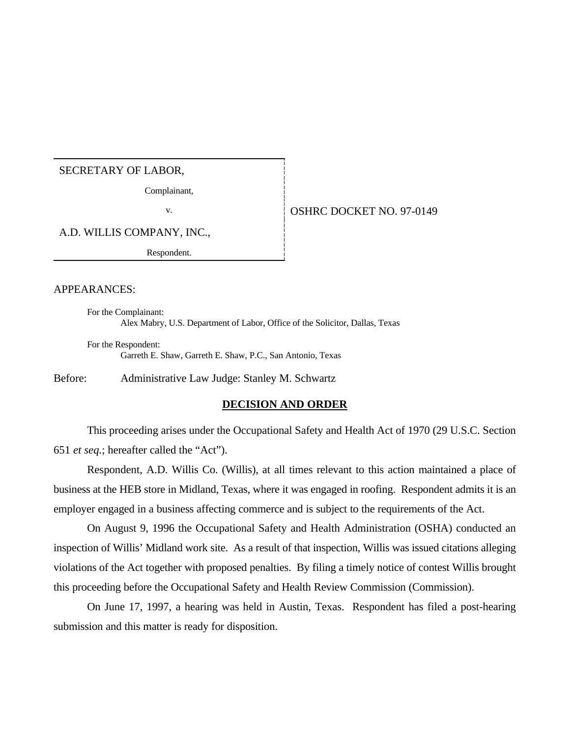SECRETARY OF LABOR,

Complainant,

v.

A.D. WILLIS COMPANY, INC.,

Respondent.

OSHRC DOCKET NO. 97-0149

APPEARANCES:

For the Complainant:
Alex Mabry, U.S. Department of Labor, Office of the Solicitor, Dallas, Texas

For the Respondent:
Garreth E. Shaw, Garreth E. Shaw, P.C., San Antonio, Texas

Before: Administrative Law Judge: Stanley M. Schwartz

## DECISION AND ORDER

This proceeding arises under the Occupational Safety and Health Act of 1970 (29 U.S.C. Section 651 *et seq.*; hereafter called the "Act").

Respondent, A.D. Willis Co. (Willis), at all times relevant to this action maintained a place of business at the HEB store in Midland, Texas, where it was engaged in roofing. Respondent admits it is an employer engaged in a business affecting commerce and is subject to the requirements of the Act.

On August 9, 1996 the Occupational Safety and Health Administration (OSHA) conducted an inspection of Willis' Midland work site. As a result of that inspection, Willis was issued citations alleging violations of the Act together with proposed penalties. By filing a timely notice of contest Willis brought this proceeding before the Occupational Safety and Health Review Commission (Commission).

On June 17, 1997, a hearing was held in Austin, Texas. Respondent has filed a post-hearing submission and this matter is ready for disposition.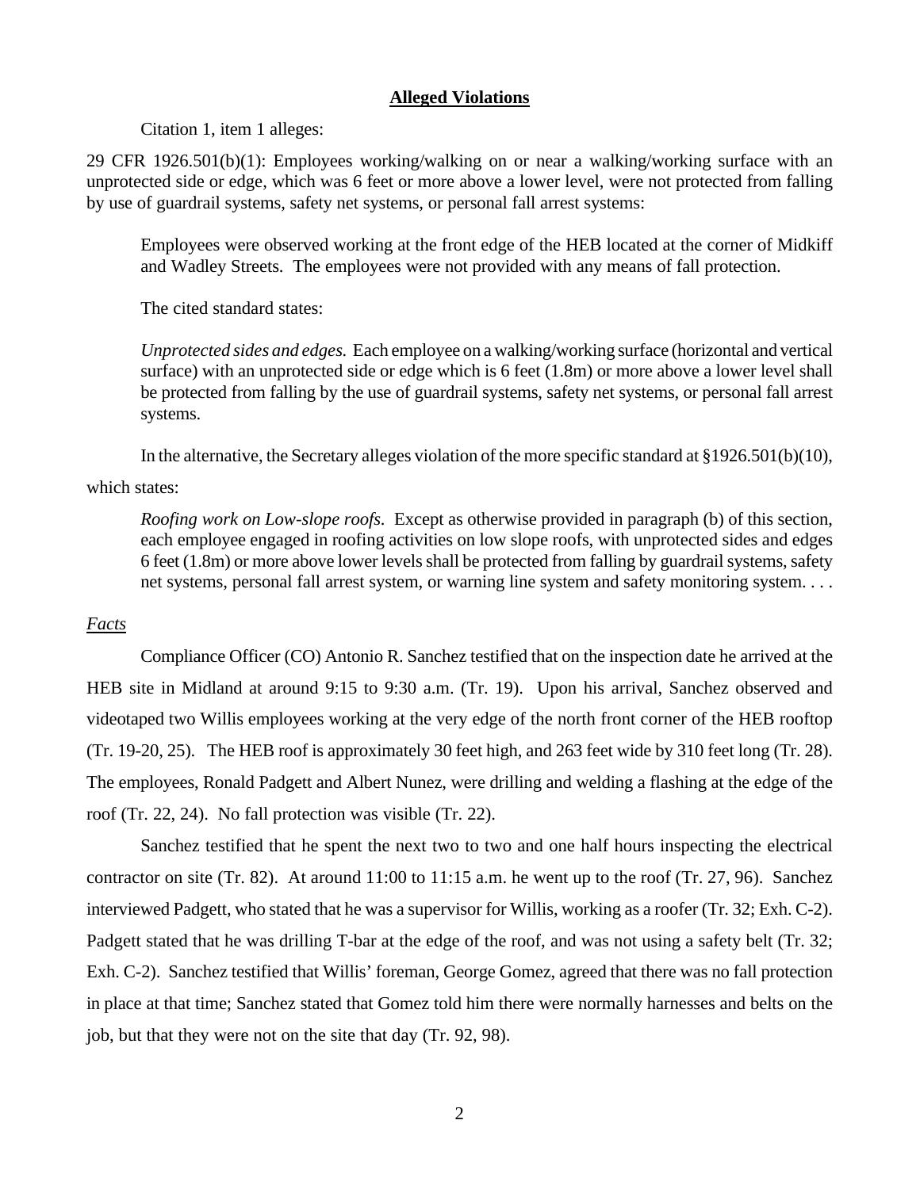**Alleged Violations**

Citation 1, item 1 alleges:

29 CFR 1926.501(b)(1): Employees working/walking on or near a walking/working surface with an unprotected side or edge, which was 6 feet or more above a lower level, were not protected from falling by use of guardrail systems, safety net systems, or personal fall arrest systems:

> Employees were observed working at the front edge of the HEB located at the corner of Midkiff and Wadley Streets. The employees were not provided with any means of fall protection.
>
> The cited standard states:
>
> *Unprotected sides and edges.* Each employee on a walking/working surface (horizontal and vertical surface) with an unprotected side or edge which is 6 feet (1.8m) or more above a lower level shall be protected from falling by the use of guardrail systems, safety net systems, or personal fall arrest systems.

In the alternative, the Secretary alleges violation of the more specific standard at §1926.501(b)(10), which states:

> *Roofing work on Low-slope roofs.* Except as otherwise provided in paragraph (b) of this section, each employee engaged in roofing activities on low slope roofs, with unprotected sides and edges 6 feet (1.8m) or more above lower levels shall be protected from falling by guardrail systems, safety net systems, personal fall arrest system, or warning line system and safety monitoring system. . . .

*Facts*

Compliance Officer (CO) Antonio R. Sanchez testified that on the inspection date he arrived at the HEB site in Midland at around 9:15 to 9:30 a.m. (Tr. 19). Upon his arrival, Sanchez observed and videotaped two Willis employees working at the very edge of the north front corner of the HEB rooftop (Tr. 19-20, 25). The HEB roof is approximately 30 feet high, and 263 feet wide by 310 feet long (Tr. 28). The employees, Ronald Padgett and Albert Nunez, were drilling and welding a flashing at the edge of the roof (Tr. 22, 24). No fall protection was visible (Tr. 22).

Sanchez testified that he spent the next two to two and one half hours inspecting the electrical contractor on site (Tr. 82). At around 11:00 to 11:15 a.m. he went up to the roof (Tr. 27, 96). Sanchez interviewed Padgett, who stated that he was a supervisor for Willis, working as a roofer (Tr. 32; Exh. C-2). Padgett stated that he was drilling T-bar at the edge of the roof, and was not using a safety belt (Tr. 32; Exh. C-2). Sanchez testified that Willis' foreman, George Gomez, agreed that there was no fall protection in place at that time; Sanchez stated that Gomez told him there were normally harnesses and belts on the job, but that they were not on the site that day (Tr. 92, 98).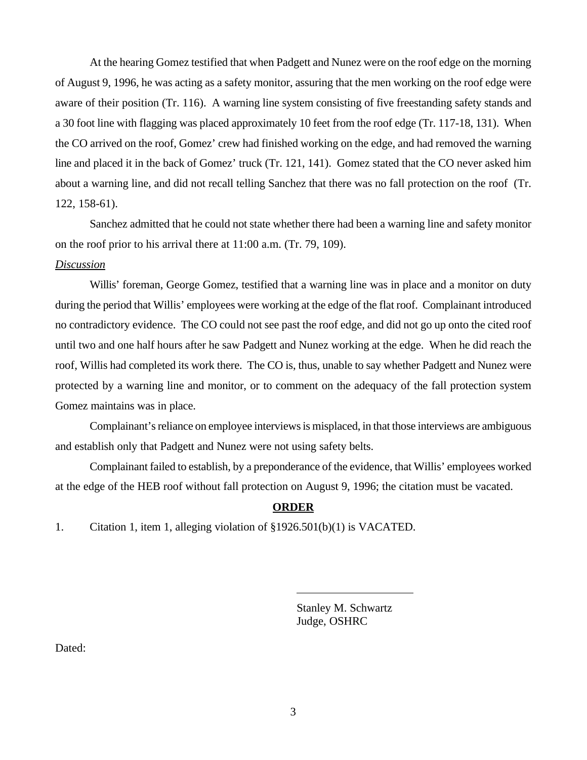At the hearing Gomez testified that when Padgett and Nunez were on the roof edge on the morning of August 9, 1996, he was acting as a safety monitor, assuring that the men working on the roof edge were aware of their position (Tr. 116). A warning line system consisting of five freestanding safety stands and a 30 foot line with flagging was placed approximately 10 feet from the roof edge (Tr. 117-18, 131). When the CO arrived on the roof, Gomez' crew had finished working on the edge, and had removed the warning line and placed it in the back of Gomez' truck (Tr. 121, 141). Gomez stated that the CO never asked him about a warning line, and did not recall telling Sanchez that there was no fall protection on the roof (Tr. 122, 158-61).

Sanchez admitted that he could not state whether there had been a warning line and safety monitor on the roof prior to his arrival there at 11:00 a.m. (Tr. 79, 109).

*Discussion*

Willis' foreman, George Gomez, testified that a warning line was in place and a monitor on duty during the period that Willis' employees were working at the edge of the flat roof. Complainant introduced no contradictory evidence. The CO could not see past the roof edge, and did not go up onto the cited roof until two and one half hours after he saw Padgett and Nunez working at the edge. When he did reach the roof, Willis had completed its work there. The CO is, thus, unable to say whether Padgett and Nunez were protected by a warning line and monitor, or to comment on the adequacy of the fall protection system Gomez maintains was in place.

Complainant's reliance on employee interviews is misplaced, in that those interviews are ambiguous and establish only that Padgett and Nunez were not using safety belts.

Complainant failed to establish, by a preponderance of the evidence, that Willis' employees worked at the edge of the HEB roof without fall protection on August 9, 1996; the citation must be vacated.

**ORDER**

1. Citation 1, item 1, alleging violation of §1926.501(b)(1) is VACATED.

Stanley M. Schwartz
Judge, OSHRC

Dated: